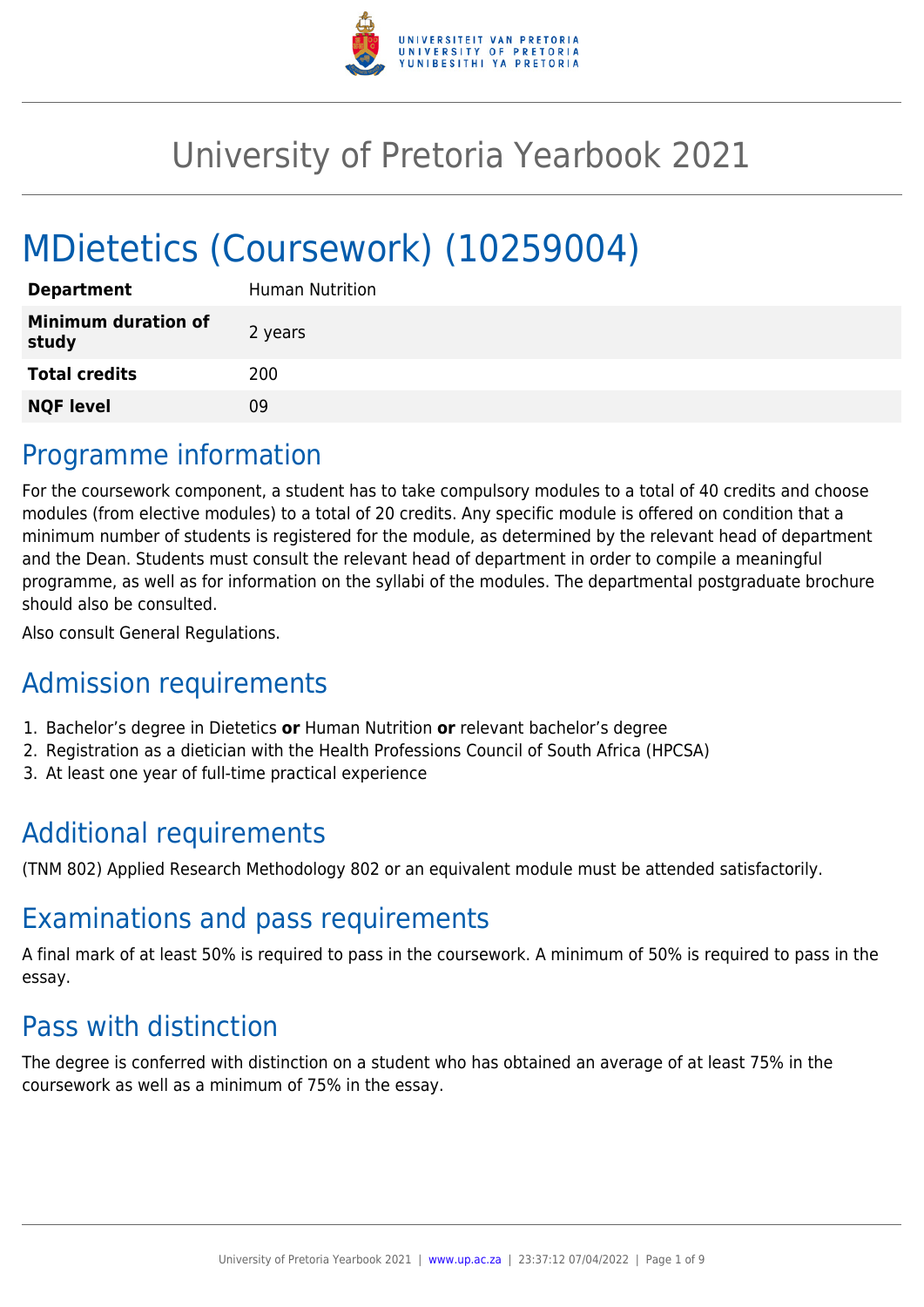# University of Pretoria Yearbook 2021

# MDietetics (Coursework) (10259004)

| | |
|---|---|
| **Department** | Human Nutrition |
| **Minimum duration of study** | 2 years |
| **Total credits** | 200 |
| **NQF level** | 09 |

## Programme information

For the coursework component, a student has to take compulsory modules to a total of 40 credits and choose modules (from elective modules) to a total of 20 credits. Any specific module is offered on condition that a minimum number of students is registered for the module, as determined by the relevant head of department and the Dean. Students must consult the relevant head of department in order to compile a meaningful programme, as well as for information on the syllabi of the modules. The departmental postgraduate brochure should also be consulted.

Also consult General Regulations.

## Admission requirements

1. Bachelor's degree in Dietetics **or** Human Nutrition **or** relevant bachelor's degree
2. Registration as a dietician with the Health Professions Council of South Africa (HPCSA)
3. At least one year of full-time practical experience

## Additional requirements

(TNM 802) Applied Research Methodology 802 or an equivalent module must be attended satisfactorily.

## Examinations and pass requirements

A final mark of at least 50% is required to pass in the coursework. A minimum of 50% is required to pass in the essay.

## Pass with distinction

The degree is conferred with distinction on a student who has obtained an average of at least 75% in the coursework as well as a minimum of 75% in the essay.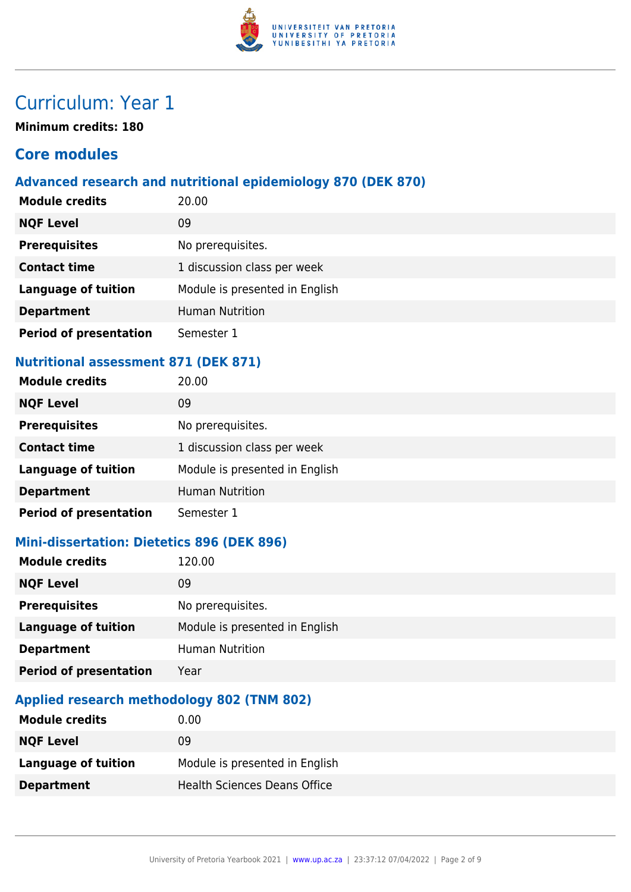# Curriculum: Year 1

**Minimum credits: 180**

## Core modules

### Advanced research and nutritional epidemiology 870 (DEK 870)

| | |
|---|---|
| **Module credits** | 20.00 |
| **NQF Level** | 09 |
| **Prerequisites** | No prerequisites. |
| **Contact time** | 1 discussion class per week |
| **Language of tuition** | Module is presented in English |
| **Department** | Human Nutrition |
| **Period of presentation** | Semester 1 |

### Nutritional assessment 871 (DEK 871)

| | |
|---|---|
| **Module credits** | 20.00 |
| **NQF Level** | 09 |
| **Prerequisites** | No prerequisites. |
| **Contact time** | 1 discussion class per week |
| **Language of tuition** | Module is presented in English |
| **Department** | Human Nutrition |
| **Period of presentation** | Semester 1 |

### Mini-dissertation: Dietetics 896 (DEK 896)

| | |
|---|---|
| **Module credits** | 120.00 |
| **NQF Level** | 09 |
| **Prerequisites** | No prerequisites. |
| **Language of tuition** | Module is presented in English |
| **Department** | Human Nutrition |
| **Period of presentation** | Year |

### Applied research methodology 802 (TNM 802)

| | |
|---|---|
| **Module credits** | 0.00 |
| **NQF Level** | 09 |
| **Language of tuition** | Module is presented in English |
| **Department** | Health Sciences Deans Office |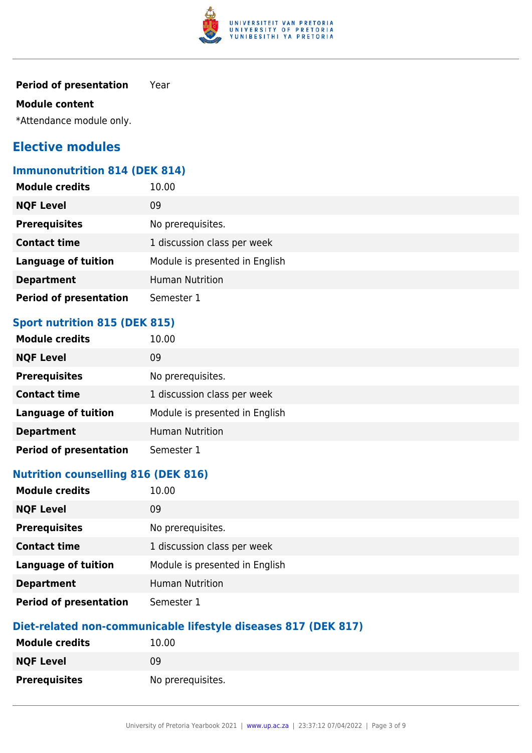| | |
|---|---|
| **Period of presentation** | Year |

**Module content**

*Attendance module only.

## Elective modules

### Immunonutrition 814 (DEK 814)

| | |
|---|---|
| **Module credits** | 10.00 |
| **NQF Level** | 09 |
| **Prerequisites** | No prerequisites. |
| **Contact time** | 1 discussion class per week |
| **Language of tuition** | Module is presented in English |
| **Department** | Human Nutrition |
| **Period of presentation** | Semester 1 |

### Sport nutrition 815 (DEK 815)

| | |
|---|---|
| **Module credits** | 10.00 |
| **NQF Level** | 09 |
| **Prerequisites** | No prerequisites. |
| **Contact time** | 1 discussion class per week |
| **Language of tuition** | Module is presented in English |
| **Department** | Human Nutrition |
| **Period of presentation** | Semester 1 |

### Nutrition counselling 816 (DEK 816)

| | |
|---|---|
| **Module credits** | 10.00 |
| **NQF Level** | 09 |
| **Prerequisites** | No prerequisites. |
| **Contact time** | 1 discussion class per week |
| **Language of tuition** | Module is presented in English |
| **Department** | Human Nutrition |
| **Period of presentation** | Semester 1 |

### Diet-related non-communicable lifestyle diseases 817 (DEK 817)

| | |
|---|---|
| **Module credits** | 10.00 |
| **NQF Level** | 09 |
| **Prerequisites** | No prerequisites. |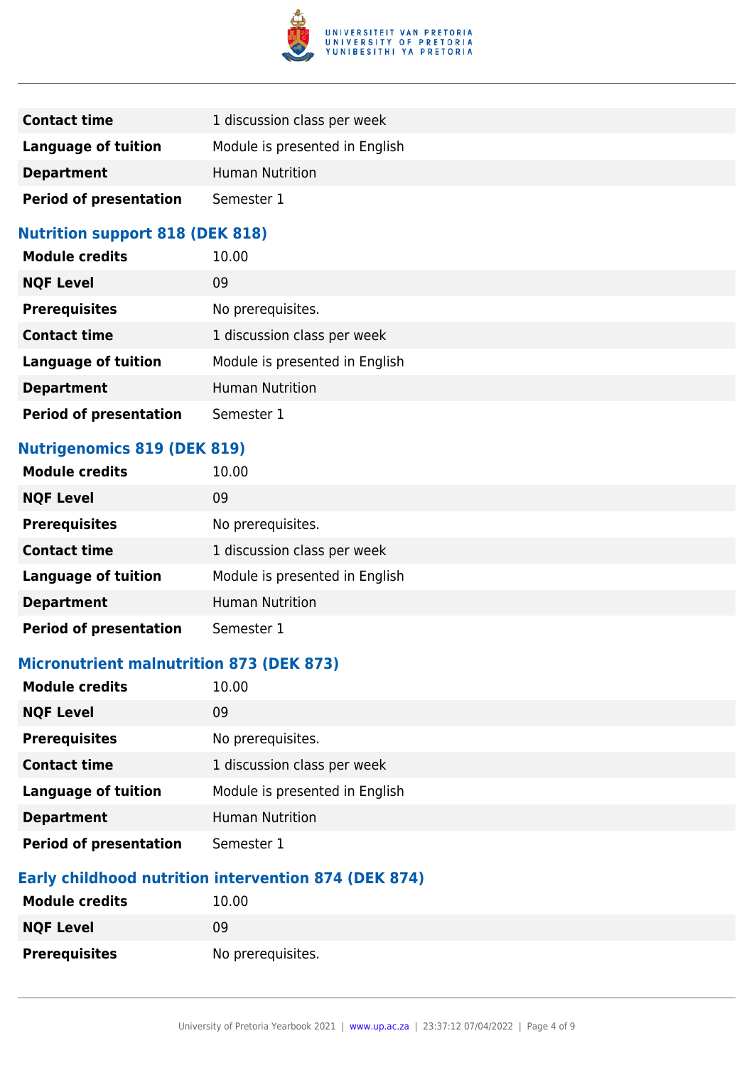| | |
|---|---|
| **Contact time** | 1 discussion class per week |
| **Language of tuition** | Module is presented in English |
| **Department** | Human Nutrition |
| **Period of presentation** | Semester 1 |

### Nutrition support 818 (DEK 818)

| | |
|---|---|
| **Module credits** | 10.00 |
| **NQF Level** | 09 |
| **Prerequisites** | No prerequisites. |
| **Contact time** | 1 discussion class per week |
| **Language of tuition** | Module is presented in English |
| **Department** | Human Nutrition |
| **Period of presentation** | Semester 1 |

### Nutrigenomics 819 (DEK 819)

| | |
|---|---|
| **Module credits** | 10.00 |
| **NQF Level** | 09 |
| **Prerequisites** | No prerequisites. |
| **Contact time** | 1 discussion class per week |
| **Language of tuition** | Module is presented in English |
| **Department** | Human Nutrition |
| **Period of presentation** | Semester 1 |

### Micronutrient malnutrition 873 (DEK 873)

| | |
|---|---|
| **Module credits** | 10.00 |
| **NQF Level** | 09 |
| **Prerequisites** | No prerequisites. |
| **Contact time** | 1 discussion class per week |
| **Language of tuition** | Module is presented in English |
| **Department** | Human Nutrition |
| **Period of presentation** | Semester 1 |

### Early childhood nutrition intervention 874 (DEK 874)

| | |
|---|---|
| **Module credits** | 10.00 |
| **NQF Level** | 09 |
| **Prerequisites** | No prerequisites. |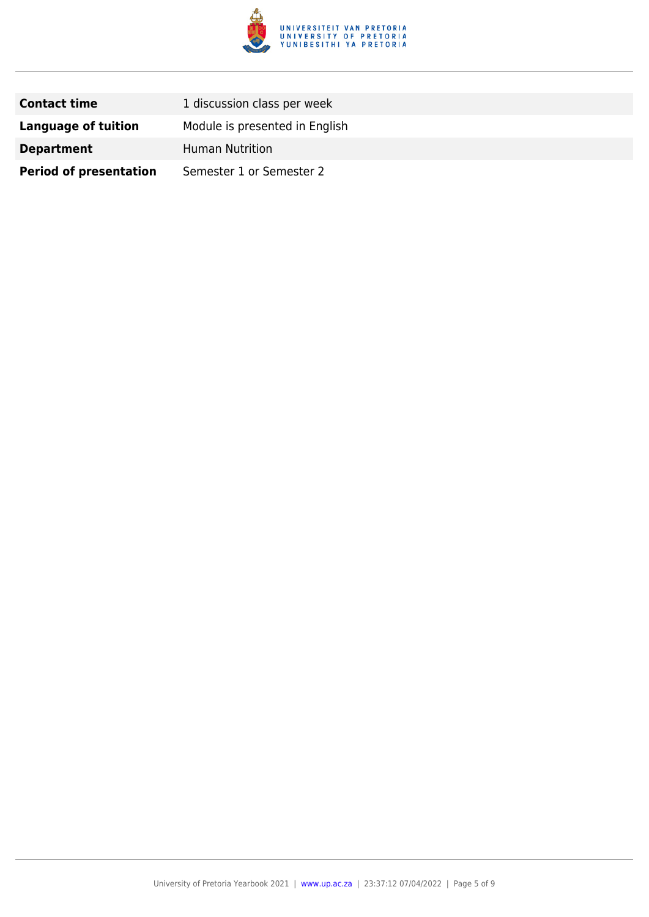| | |
|---|---|
| **Contact time** | 1 discussion class per week |
| **Language of tuition** | Module is presented in English |
| **Department** | Human Nutrition |
| **Period of presentation** | Semester 1 or Semester 2 |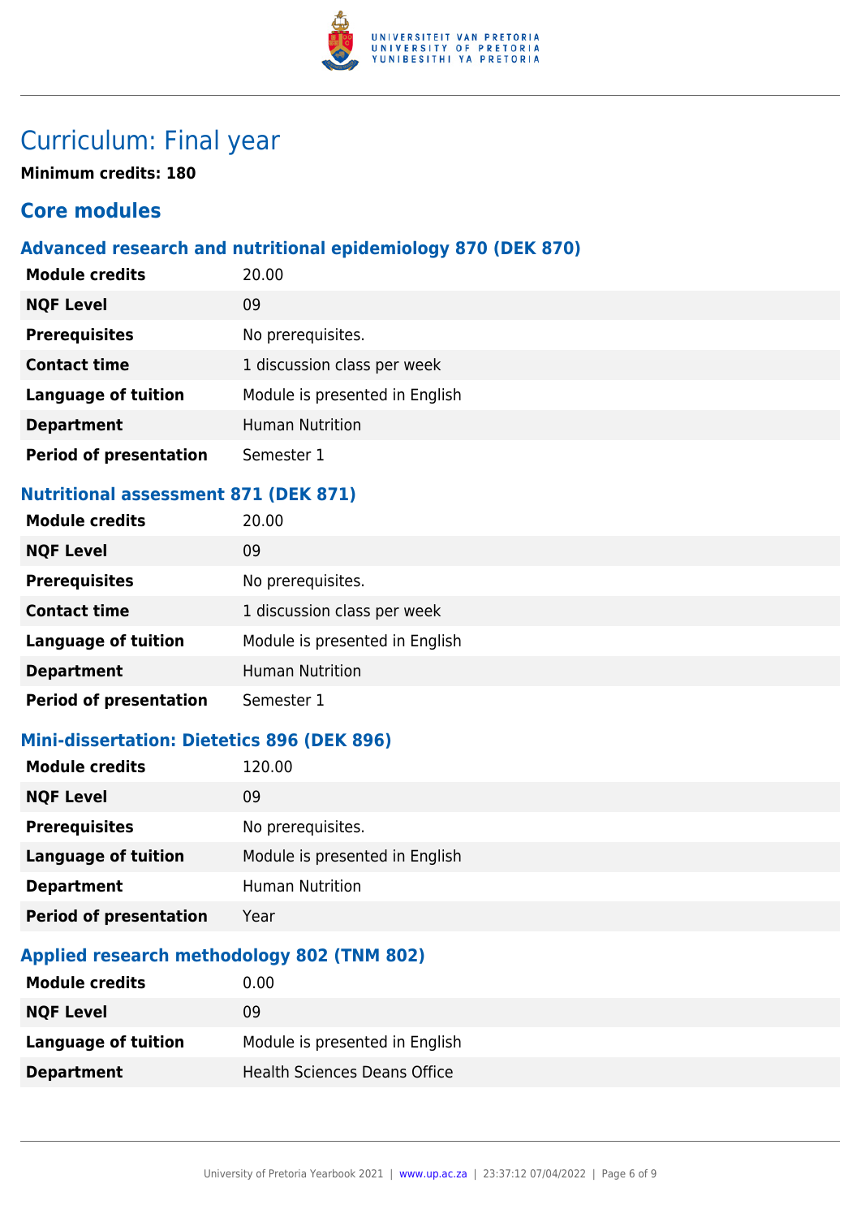# Curriculum: Final year

**Minimum credits: 180**

## Core modules

### Advanced research and nutritional epidemiology 870 (DEK 870)

| | |
|---|---|
| **Module credits** | 20.00 |
| **NQF Level** | 09 |
| **Prerequisites** | No prerequisites. |
| **Contact time** | 1 discussion class per week |
| **Language of tuition** | Module is presented in English |
| **Department** | Human Nutrition |
| **Period of presentation** | Semester 1 |

### Nutritional assessment 871 (DEK 871)

| | |
|---|---|
| **Module credits** | 20.00 |
| **NQF Level** | 09 |
| **Prerequisites** | No prerequisites. |
| **Contact time** | 1 discussion class per week |
| **Language of tuition** | Module is presented in English |
| **Department** | Human Nutrition |
| **Period of presentation** | Semester 1 |

### Mini-dissertation: Dietetics 896 (DEK 896)

| | |
|---|---|
| **Module credits** | 120.00 |
| **NQF Level** | 09 |
| **Prerequisites** | No prerequisites. |
| **Language of tuition** | Module is presented in English |
| **Department** | Human Nutrition |
| **Period of presentation** | Year |

### Applied research methodology 802 (TNM 802)

| | |
|---|---|
| **Module credits** | 0.00 |
| **NQF Level** | 09 |
| **Language of tuition** | Module is presented in English |
| **Department** | Health Sciences Deans Office |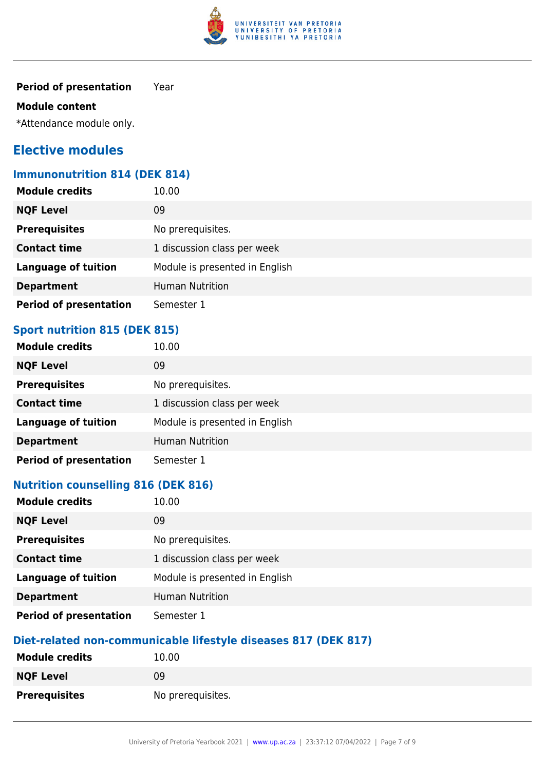| | |
|---|---|
| **Period of presentation** | Year |

**Module content**

*Attendance module only.

## Elective modules

### Immunonutrition 814 (DEK 814)

| | |
|---|---|
| **Module credits** | 10.00 |
| **NQF Level** | 09 |
| **Prerequisites** | No prerequisites. |
| **Contact time** | 1 discussion class per week |
| **Language of tuition** | Module is presented in English |
| **Department** | Human Nutrition |
| **Period of presentation** | Semester 1 |

### Sport nutrition 815 (DEK 815)

| | |
|---|---|
| **Module credits** | 10.00 |
| **NQF Level** | 09 |
| **Prerequisites** | No prerequisites. |
| **Contact time** | 1 discussion class per week |
| **Language of tuition** | Module is presented in English |
| **Department** | Human Nutrition |
| **Period of presentation** | Semester 1 |

### Nutrition counselling 816 (DEK 816)

| | |
|---|---|
| **Module credits** | 10.00 |
| **NQF Level** | 09 |
| **Prerequisites** | No prerequisites. |
| **Contact time** | 1 discussion class per week |
| **Language of tuition** | Module is presented in English |
| **Department** | Human Nutrition |
| **Period of presentation** | Semester 1 |

### Diet-related non-communicable lifestyle diseases 817 (DEK 817)

| | |
|---|---|
| **Module credits** | 10.00 |
| **NQF Level** | 09 |
| **Prerequisites** | No prerequisites. |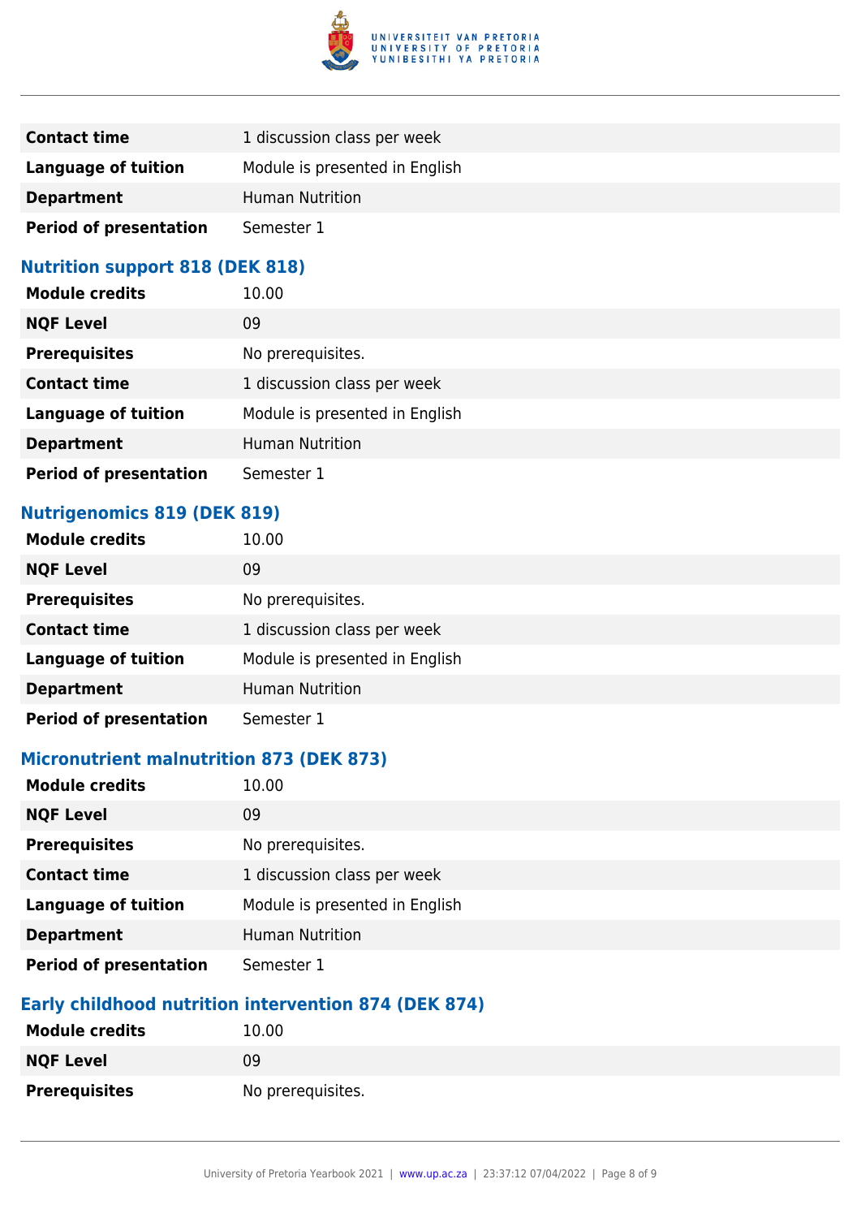| | |
|---|---|
| **Contact time** | 1 discussion class per week |
| **Language of tuition** | Module is presented in English |
| **Department** | Human Nutrition |
| **Period of presentation** | Semester 1 |

### Nutrition support 818 (DEK 818)

| | |
|---|---|
| **Module credits** | 10.00 |
| **NQF Level** | 09 |
| **Prerequisites** | No prerequisites. |
| **Contact time** | 1 discussion class per week |
| **Language of tuition** | Module is presented in English |
| **Department** | Human Nutrition |
| **Period of presentation** | Semester 1 |

### Nutrigenomics 819 (DEK 819)

| | |
|---|---|
| **Module credits** | 10.00 |
| **NQF Level** | 09 |
| **Prerequisites** | No prerequisites. |
| **Contact time** | 1 discussion class per week |
| **Language of tuition** | Module is presented in English |
| **Department** | Human Nutrition |
| **Period of presentation** | Semester 1 |

### Micronutrient malnutrition 873 (DEK 873)

| | |
|---|---|
| **Module credits** | 10.00 |
| **NQF Level** | 09 |
| **Prerequisites** | No prerequisites. |
| **Contact time** | 1 discussion class per week |
| **Language of tuition** | Module is presented in English |
| **Department** | Human Nutrition |
| **Period of presentation** | Semester 1 |

### Early childhood nutrition intervention 874 (DEK 874)

| | |
|---|---|
| **Module credits** | 10.00 |
| **NQF Level** | 09 |
| **Prerequisites** | No prerequisites. |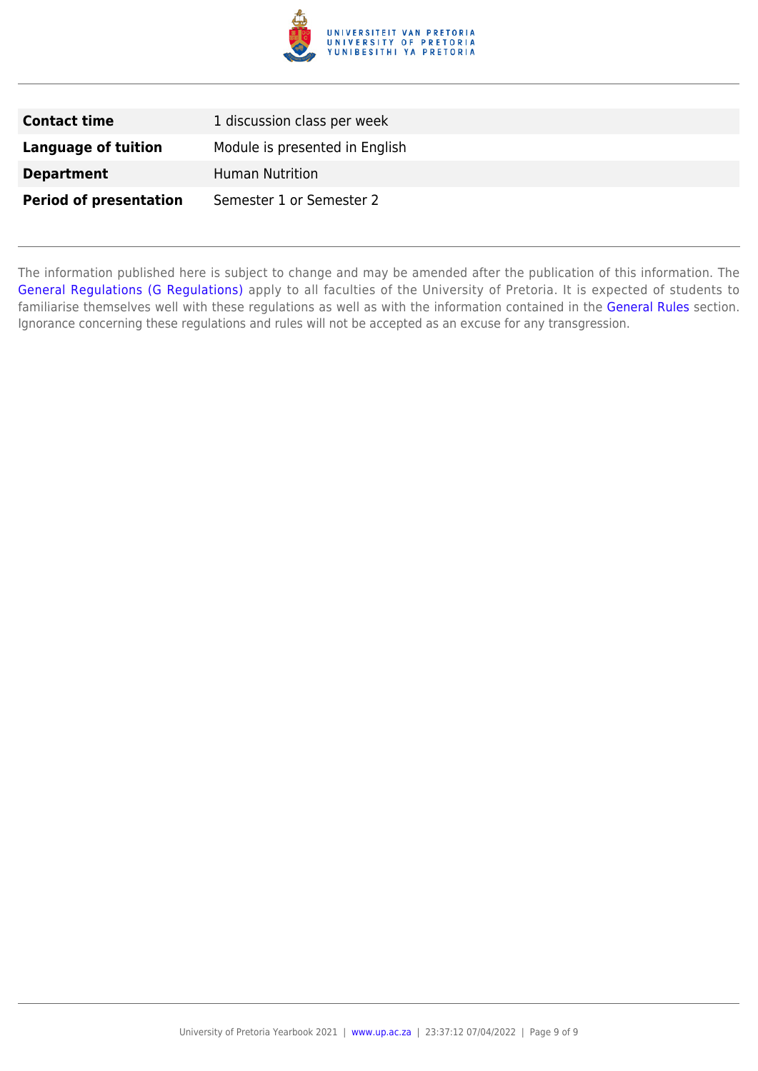| | |
|---|---|
| **Contact time** | 1 discussion class per week |
| **Language of tuition** | Module is presented in English |
| **Department** | Human Nutrition |
| **Period of presentation** | Semester 1 or Semester 2 |

The information published here is subject to change and may be amended after the publication of this information. The General Regulations (G Regulations) apply to all faculties of the University of Pretoria. It is expected of students to familiarise themselves well with these regulations as well as with the information contained in the General Rules section. Ignorance concerning these regulations and rules will not be accepted as an excuse for any transgression.